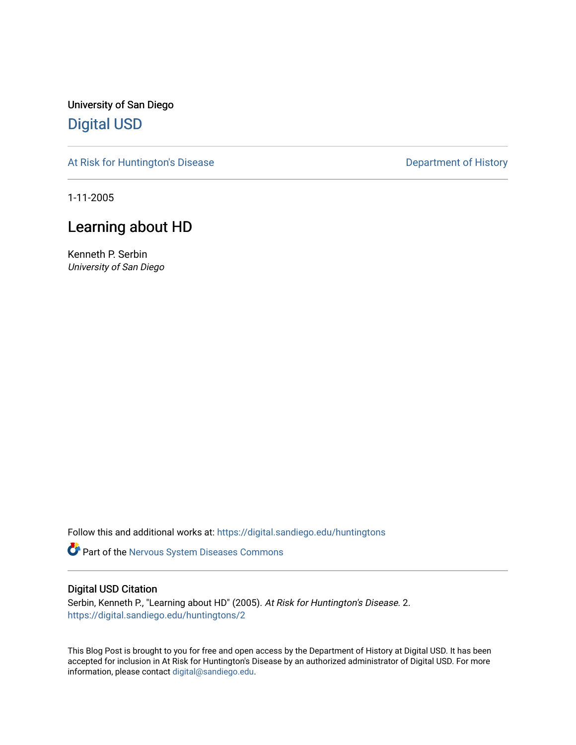University of San Diego

[Digital USD](https://digital.sandiego.edu)

[At Risk for Huntington's Disease](https://digital.sandiego.edu/huntingtons) | [Department of History](https://digital.sandiego.edu/history)

1-11-2005

# Learning about HD

Kenneth P. Serbin

*University of San Diego*

Follow this and additional works at: https://digital.sandiego.edu/huntingtons

Part of the Nervous System Diseases Commons

## Digital USD Citation

Serbin, Kenneth P., "Learning about HD" (2005). *At Risk for Huntington's Disease*. 2.
https://digital.sandiego.edu/huntingtons/2

This Blog Post is brought to you for free and open access by the Department of History at Digital USD. It has been accepted for inclusion in At Risk for Huntington's Disease by an authorized administrator of Digital USD. For more information, please contact digital@sandiego.edu.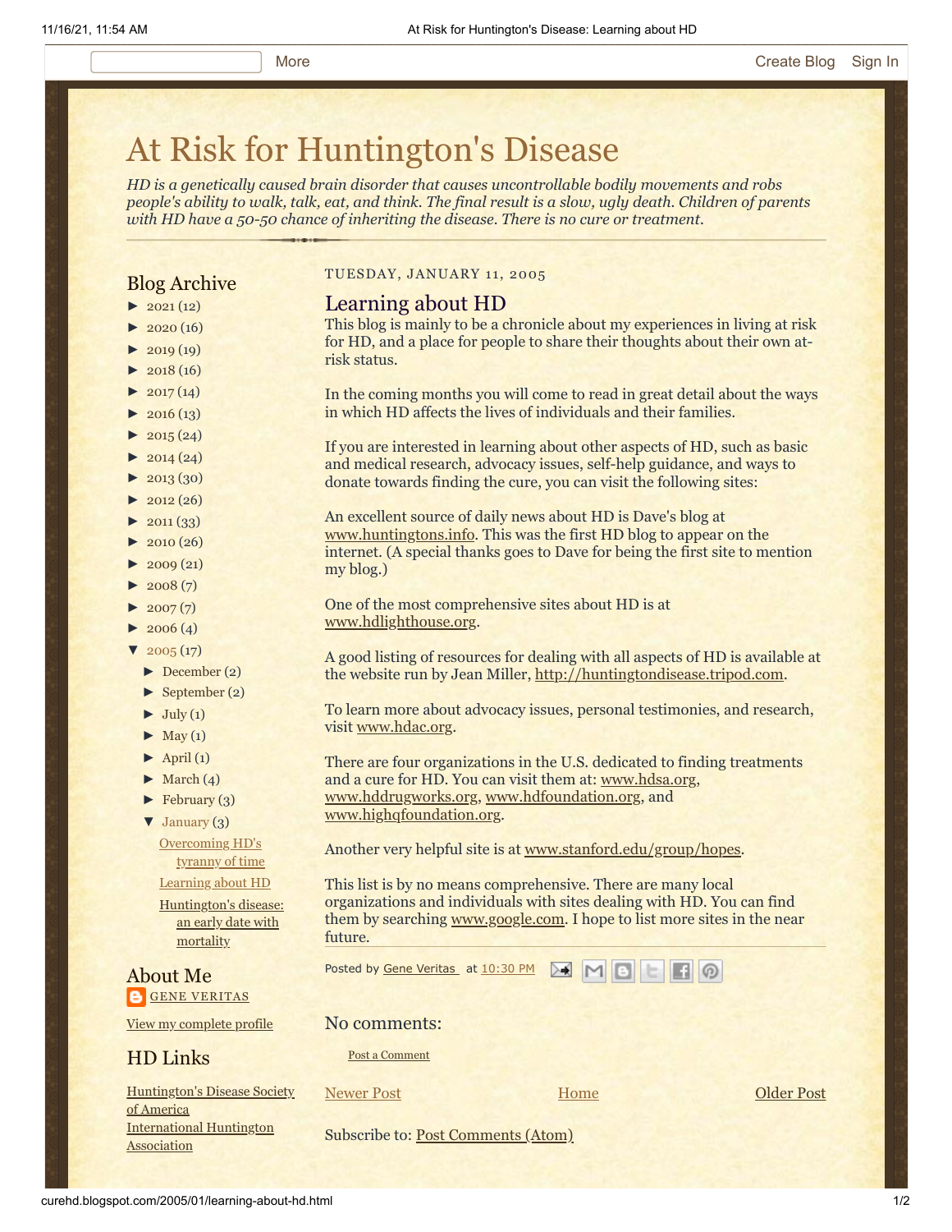# At Risk for Huntington's Disease

*HD is a genetically caused brain disorder that causes uncontrollable bodily movements and robs people's ability to walk, talk, eat, and think. The final result is a slow, ugly death. Children of parents with HD have a 50-50 chance of inheriting the disease. There is no cure or treatment.*

## Blog Archive

- ► 2021 (12)
- ► 2020 (16)
- ► 2019 (19)
- ► 2018 (16)
- ► 2017 (14)
- ► 2016 (13)
- ► 2015 (24)
- ► 2014 (24)
- ► 2013 (30)
- ► 2012 (26)
- ► 2011 (33)
- ► 2010 (26)
- ► 2009 (21)
- ► 2008 (7)
- ► 2007 (7)
- ► 2006 (4)
- ▼ 2005 (17)
  - ► December (2)
  - ► September (2)
  - ► July (1)
  - ► May (1)
  - ► April (1)
  - ► March (4)
  - ► February (3)
  - ▼ January (3)
    - Overcoming HD's tyranny of time
    - Learning about HD
    - Huntington's disease: an early date with mortality

## About Me

GENE VERITAS

View my complete profile

## HD Links

Huntington's Disease Society of America

International Huntington Association

TUESDAY, JANUARY 11, 2005

## Learning about HD

This blog is mainly to be a chronicle about my experiences in living at risk for HD, and a place for people to share their thoughts about their own at-risk status.

In the coming months you will come to read in great detail about the ways in which HD affects the lives of individuals and their families.

If you are interested in learning about other aspects of HD, such as basic and medical research, advocacy issues, self-help guidance, and ways to donate towards finding the cure, you can visit the following sites:

An excellent source of daily news about HD is Dave's blog at www.huntingtons.info. This was the first HD blog to appear on the internet. (A special thanks goes to Dave for being the first site to mention my blog.)

One of the most comprehensive sites about HD is at www.hdlighthouse.org.

A good listing of resources for dealing with all aspects of HD is available at the website run by Jean Miller, http://huntingtondisease.tripod.com.

To learn more about advocacy issues, personal testimonies, and research, visit www.hdac.org.

There are four organizations in the U.S. dedicated to finding treatments and a cure for HD. You can visit them at: www.hdsa.org, www.hddrugworks.org, www.hdfoundation.org, and www.highqfoundation.org.

Another very helpful site is at www.stanford.edu/group/hopes.

This list is by no means comprehensive. There are many local organizations and individuals with sites dealing with HD. You can find them by searching www.google.com. I hope to list more sites in the near future.

Posted by Gene Veritas at 10:30 PM

No comments:

Post a Comment

Newer Post | Home | Older Post

Subscribe to: Post Comments (Atom)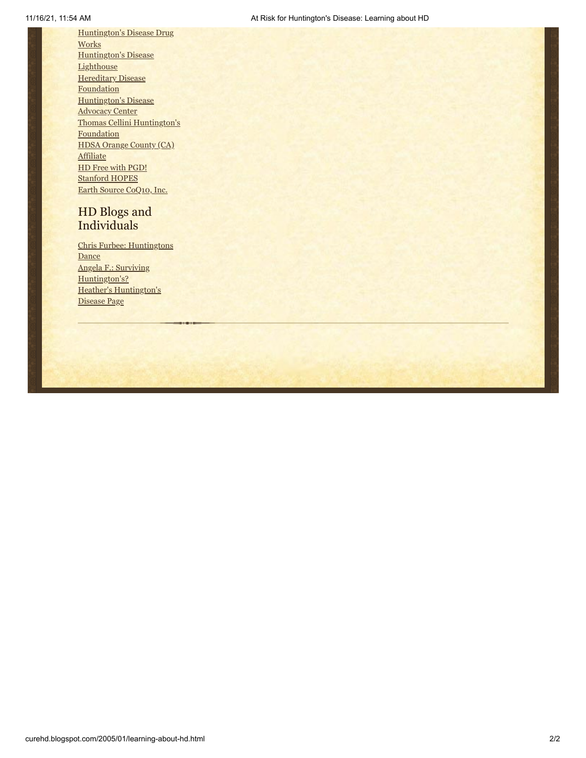Huntington's Disease Drug Works
Huntington's Disease Lighthouse
Hereditary Disease Foundation
Huntington's Disease Advocacy Center
Thomas Cellini Huntington's Foundation
HDSA Orange County (CA) Affiliate
HD Free with PGD!
Stanford HOPES
Earth Source CoQ10, Inc.

## HD Blogs and Individuals

Chris Furbee: Huntingtons Dance
Angela F.: Surviving Huntington's?
Heather's Huntington's Disease Page